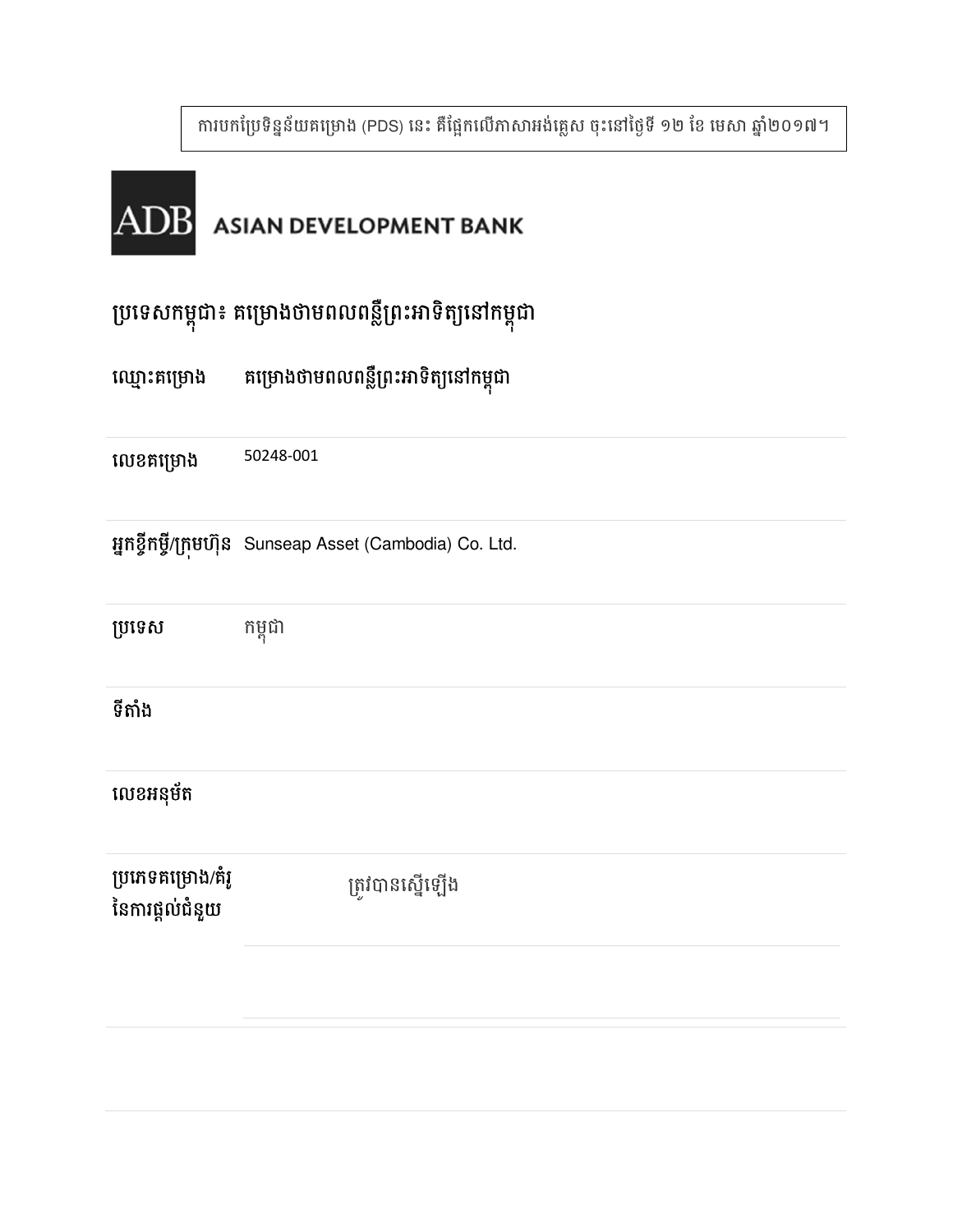ការបកប្រែទិន្នន័យគម្រោង (PDS) នេះ គឺផ្អែកលើភាសាអង់គ្លេស ចុះនៅថ្ងៃទី ១២ ខែ មេសា ឆ្នាំ២០១៧។

ADB ASIAN DEVELOPMENT BANK

# ប្រទេសកម្ពុជា៖ គម្រោងថាមពលពន្លឺព្រះអាទិត្យនៅកម្ពុជា

| | |
|---|---|
| **ឈ្មោះគម្រោង** | **គម្រោងថាមពលពន្លឺព្រះអាទិត្យនៅកម្ពុជា** |
| **លេខគម្រោង** | 50248-001 |
| **អ្នកខ្ចីកម្ចី/ក្រុមហ៊ុន** | Sunseap Asset (Cambodia) Co. Ltd. |
| **ប្រទេស** | កម្ពុជា |
| **ទីតាំង** | |
| **លេខអនុម័ត** | |
| **ប្រភេទគម្រោង/គំរូនៃការផ្តល់ជំនួយ** | ត្រូវបានស្នើឡើង |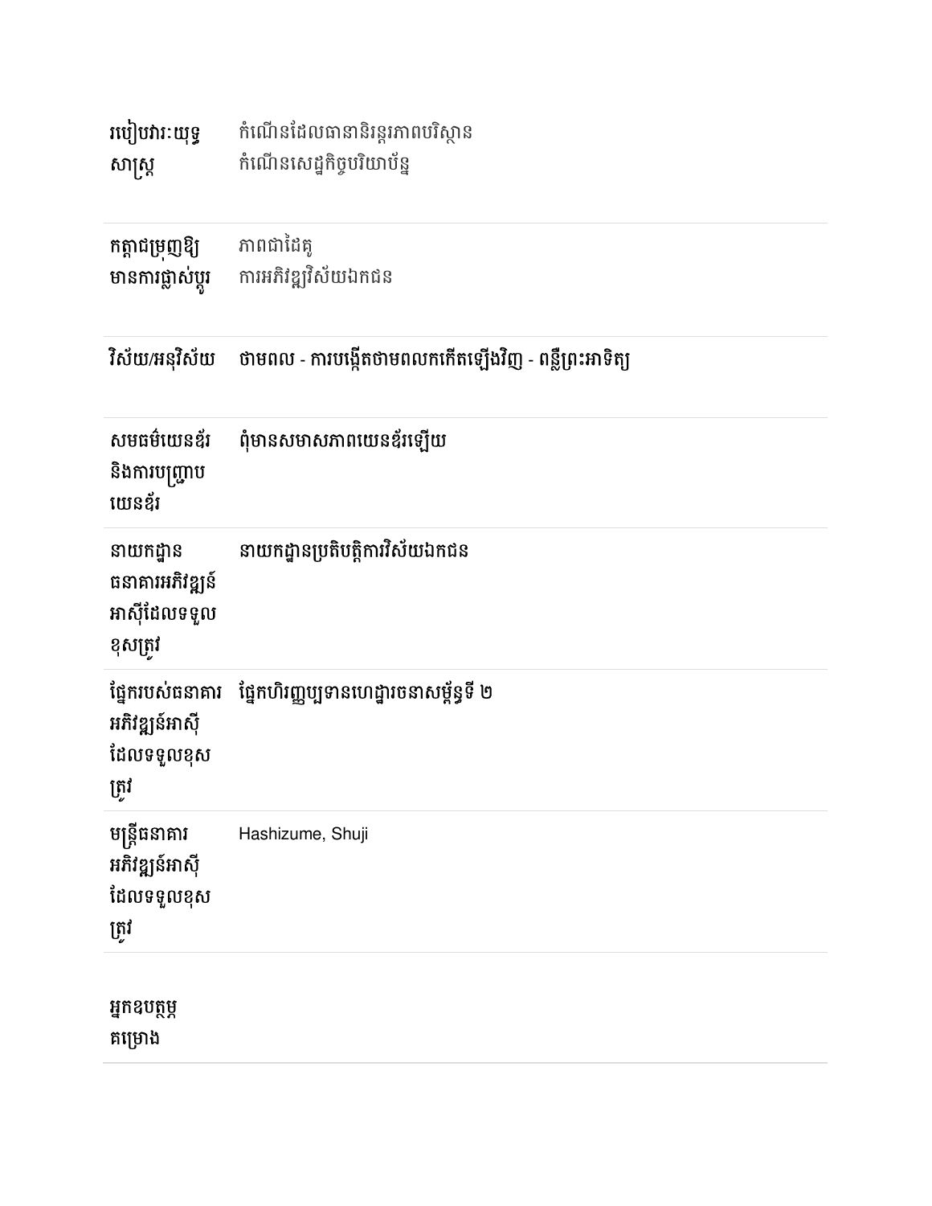| | |
|---|---|
| របៀបវារៈយុទ្ធសាស្ត្រ | កំណើនដែលធានានិរន្តរភាពបរិស្ថាន<br>កំណើនសេដ្ឋកិច្ចបរិយាប័ន្ន |
| កត្តាជម្រុញឱ្យមានការផ្លាស់ប្តូរ | ភាពជាដៃគូ<br>ការអភិវឌ្ឍវិស័យឯកជន |
| វិស័យ/អនុវិស័យ | ថាមពល - ការបង្កើតថាមពលកកើតឡើងវិញ - ពន្លឺព្រះអាទិត្យ |
| សមធម៌យេនឌ័រ និងការបញ្ជ្រាបយេនឌ័រ | ពុំមានសមាសភាពយេនឌ័រឡើយ |
| នាយកដ្ឋានធនាគារអភិវឌ្ឍន៍អាស៊ីដែលទទួលខុសត្រូវ | នាយកដ្ឋានប្រតិបត្តិការវិស័យឯកជន |
| ផ្នែករបស់ធនាគារអភិវឌ្ឍន៍អាស៊ីដែលទទួលខុសត្រូវ | ផ្នែកហិរញ្ញប្បទានហេដ្ឋារចនាសម្ព័ន្ធទី ២ |
| មន្ត្រីធនាគារអភិវឌ្ឍន៍អាស៊ីដែលទទួលខុសត្រូវ | Hashizume, Shuji |
| អ្នកឧបត្ថម្ភគម្រោង | |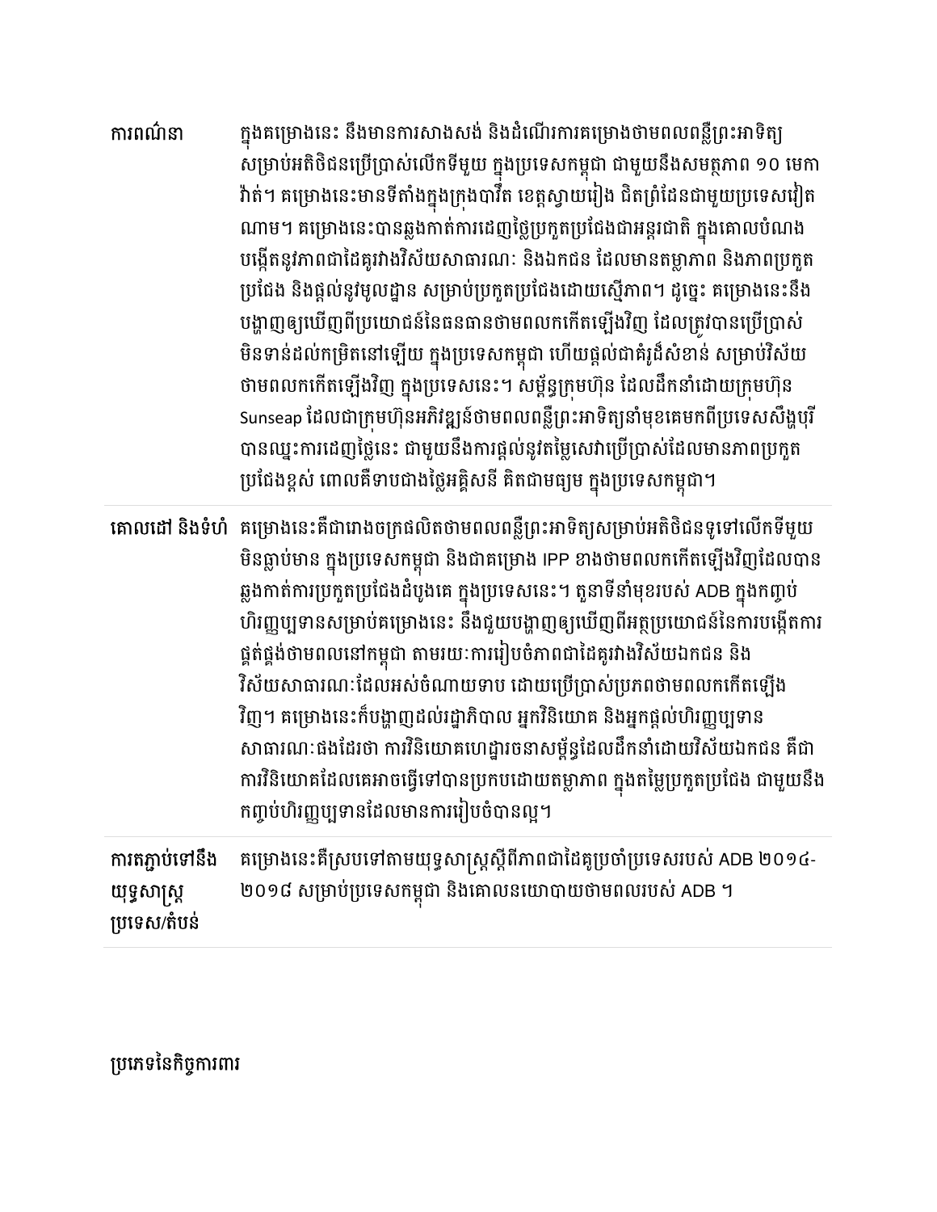| | |
|---|---|
| ការពណ៌នា | ក្នុងគម្រោងនេះ នឹងមានការសាងសង់ និងដំណើរការគម្រោងថាមពលពន្លឺព្រះអាទិត្យសម្រាប់អតិថិជនប្រើប្រាស់លើកទីមួយ ក្នុងប្រទេសកម្ពុជា ជាមួយនឹងសមត្ថភាព ១០ មេកាវ៉ាត់។ គម្រោងនេះមានទីតាំងក្នុងក្រុងបាវិត ខេត្តស្វាយរៀង ជិតព្រំដែនជាមួយប្រទេសវៀតណាម។ គម្រោងនេះបានឆ្លងកាត់ការដេញថ្លៃប្រកួតប្រជែងជាអន្តរជាតិ ក្នុងគោលបំណងបង្កើតនូវភាពជាដៃគូរវាងវិស័យសាធារណៈ និងឯកជន ដែលមានតម្លាភាព និងភាពប្រកួតប្រជែង និងផ្តល់នូវមូលដ្ឋាន សម្រាប់ប្រកួតប្រជែងដោយស្មើភាព។ ដូច្នេះ គម្រោងនេះនឹងបង្ហាញឲ្យឃើញពីប្រយោជន៍នៃធនធានថាមពលកកើតឡើងវិញ ដែលត្រូវបានប្រើប្រាស់មិនទាន់ដល់កម្រិតនៅឡើយ ក្នុងប្រទេសកម្ពុជា ហើយផ្តល់ជាគំរូដ៏សំខាន់ សម្រាប់វិស័យថាមពលកកើតឡើងវិញ ក្នុងប្រទេសនេះ។ សម្ព័ន្ធក្រុមហ៊ុន ដែលដឹកនាំដោយក្រុមហ៊ុន Sunseap ដែលជាក្រុមហ៊ុនអភិវឌ្ឍន៍ថាមពលពន្លឺព្រះអាទិត្យនាំមុខគេមកពីប្រទេសសិង្ហបុរី បានឈ្នះការដេញថ្លៃនេះ ជាមួយនឹងការផ្តល់នូវតម្លៃសេវាប្រើប្រាស់ដែលមានភាពប្រកួតប្រជែងខ្ពស់ ពោលគឺទាបជាងថ្លៃអគ្គិសនី គិតជាមធ្យម ក្នុងប្រទេសកម្ពុជា។ |
| គោលដៅ និងទំហំ | គម្រោងនេះគឺជារោងចក្រផលិតថាមពលពន្លឺព្រះអាទិត្យសម្រាប់អតិថិជនទូទៅលើកទីមួយមិនធ្លាប់មាន ក្នុងប្រទេសកម្ពុជា និងជាគម្រោង IPP ខាងថាមពលកកើតឡើងវិញដែលបានឆ្លងកាត់ការប្រកួតប្រជែងដំបូងគេ ក្នុងប្រទេសនេះ។ តួនាទីនាំមុខរបស់ ADB ក្នុងកញ្ចប់ហិរញ្ញប្បទានសម្រាប់គម្រោងនេះ នឹងជួយបង្ហាញឲ្យឃើញពីអត្ថប្រយោជន៍នៃការបង្កើតការផ្គត់ផ្គង់ថាមពលនៅកម្ពុជា តាមរយៈការរៀបចំភាពជាដៃគូរវាងវិស័យឯកជន និងវិស័យសាធារណៈដែលអស់ចំណាយទាប ដោយប្រើប្រាស់ប្រភពថាមពលកកើតឡើងវិញ។ គម្រោងនេះក៏បង្ហាញដល់រដ្ឋាភិបាល អ្នកវិនិយោគ និងអ្នកផ្តល់ហិរញ្ញប្បទានសាធារណៈផងដែរថា ការវិនិយោគហេដ្ឋារចនាសម្ព័ន្ធដែលដឹកនាំដោយវិស័យឯកជន គឺជាការវិនិយោគដែលគេអាចធ្វើទៅបានប្រកបដោយតម្លាភាព ក្នុងតម្លៃប្រកួតប្រជែង ជាមួយនឹងកញ្ចប់ហិរញ្ញប្បទានដែលមានការរៀបចំបានល្អ។ |
| ការតភ្ជាប់ទៅនឹងយុទ្ធសាស្ត្រប្រទេស/តំបន់ | គម្រោងនេះគឺស្របទៅតាមយុទ្ធសាស្ត្រស្តីពីភាពជាដៃគូប្រចាំប្រទេសរបស់ ADB ២០១៤-២០១៨ សម្រាប់ប្រទេសកម្ពុជា និងគោលនយោបាយថាមពលរបស់ ADB ។ |

ប្រភេទនៃកិច្ចការពារ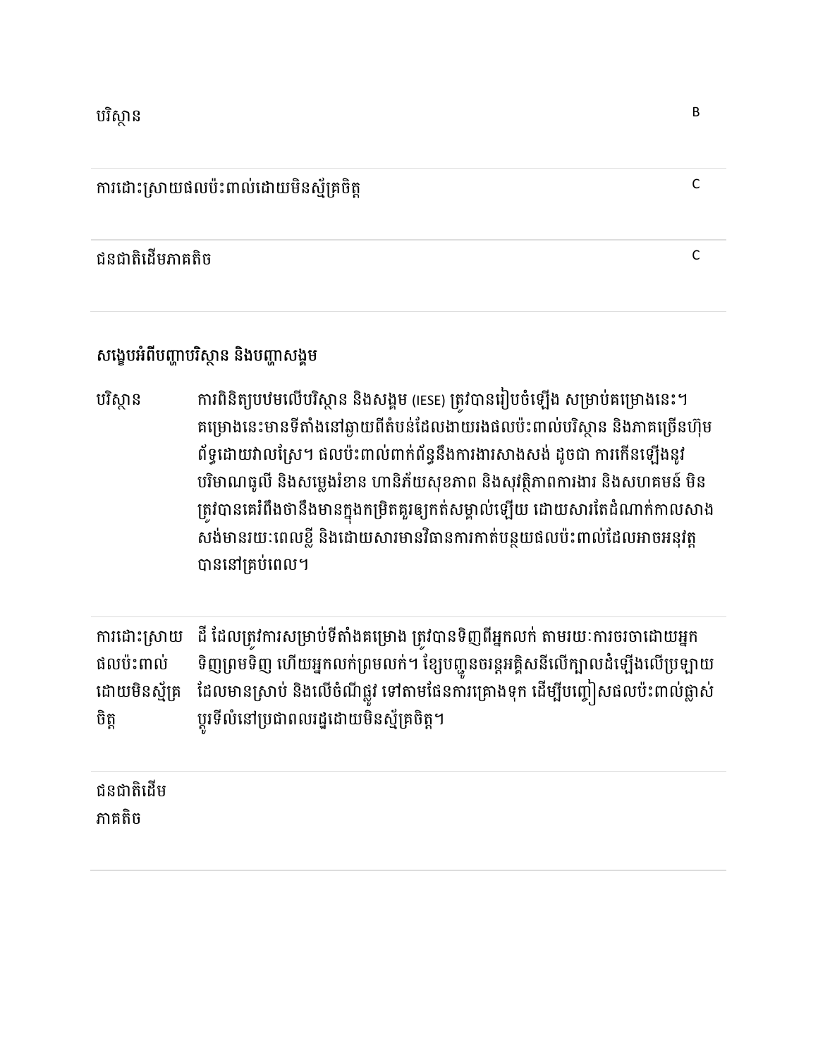| | |
|---|---|
| បរិស្ថាន | B |
| ការដោះស្រាយផលប៉ះពាល់ដោយមិនស្ម័គ្រចិត្ត | C |
| ជនជាតិដើមភាគតិច | C |

## សង្ខេបអំពីបញ្ហាបរិស្ថាន និងបញ្ហាសង្គម

| | |
|---|---|
| បរិស្ថាន | ការពិនិត្យបឋមលើបរិស្ថាន និងសង្គម (IESE) ត្រូវបានរៀបចំឡើង សម្រាប់គម្រោងនេះ។ គម្រោងនេះមានទីតាំងនៅឆ្ងាយពីតំបន់ដែលងាយរងផលប៉ះពាល់បរិស្ថាន និងភាគច្រើនហ៊ុមព័ទ្ធដោយវាលស្រែ។ ផលប៉ះពាល់ពាក់ព័ន្ធនឹងការងារសាងសង់ ដូចជា ការកើនឡើងនូវបរិមាណធូលី និងសម្លេងរំខាន ហានិភ័យសុខភាព និងសុវត្ថិភាពការងារ និងសហគមន៍ មិនត្រូវបានគេរំពឹងថានឹងមានក្នុងកម្រិតគួរឲ្យកត់សម្គាល់ឡើយ ដោយសារតែដំណាក់កាលសាងសង់មានរយៈពេលខ្លី និងដោយសារមានវិធានការកាត់បន្ថយផលប៉ះពាល់ដែលអាចអនុវត្តបាននៅគ្រប់ពេល។ |
| ការដោះស្រាយផលប៉ះពាល់ដោយមិនស្ម័គ្រចិត្ត | ដី ដែលត្រូវការសម្រាប់ទីតាំងគម្រោង ត្រូវបានទិញពីអ្នកលក់ តាមរយៈការចរចាដោយអ្នកទិញព្រមទិញ ហើយអ្នកលក់ព្រមលក់។ ខ្សែបញ្ជូនចរន្តអគ្គិសនីលើក្បាលដំឡើងលើប្រឡាយដែលមានស្រាប់ និងលើចំណីផ្លូវ ទៅតាមផែនការគ្រោងទុក ដើម្បីបញ្ចៀសផលប៉ះពាល់ផ្លាស់ប្តូរទីលំនៅប្រជាពលរដ្ឋដោយមិនស្ម័គ្រចិត្ត។ |
| ជនជាតិដើមភាគតិច | |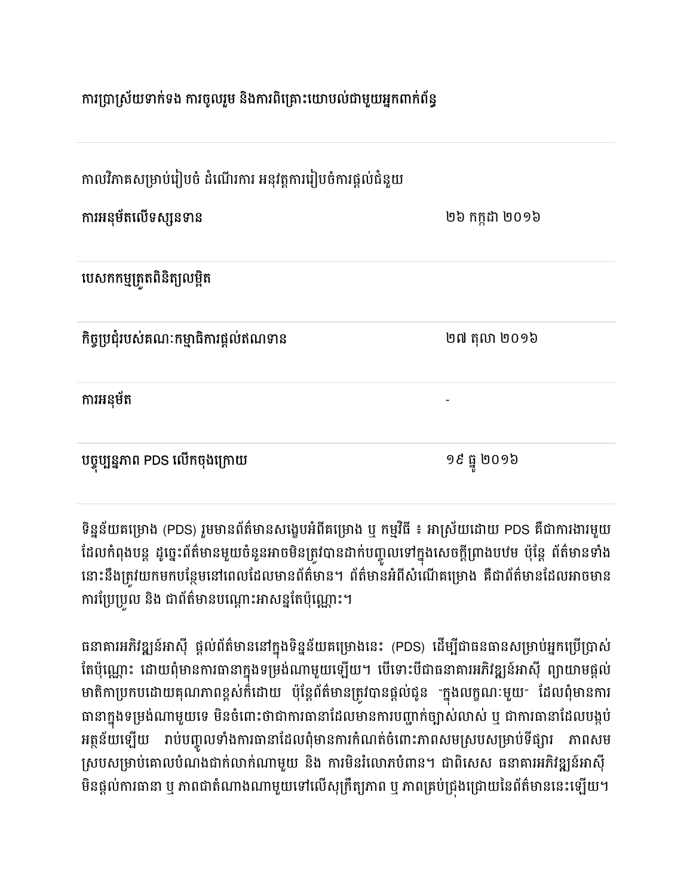ការប្រាស្រ័យទាក់ទង ការចូលរួម និងការពិគ្រោះយោបល់ជាមួយអ្នកពាក់ព័ន្ធ

| | |
|---|---|
| កាលវិភាគសម្រាប់រៀបចំ ដំណើរការ អនុវត្តការរៀបចំការផ្តល់ជំនួយ | |
| **ការអនុម័តលើទស្សនទាន** | ២៦ កក្កដា ២០១៦ |
| **បេសកកម្មត្រួតពិនិត្យលម្អិត** | |
| **កិច្ចប្រជុំរបស់គណៈកម្មាធិការផ្តល់ឥណទាន** | ២៧ តុលា ២០១៦ |
| **ការអនុម័ត** | - |
| **បច្ចុប្បន្នភាព PDS លើកចុងក្រោយ** | ១៩ ធ្នូ ២០១៦ |

ទិន្នន័យគម្រោង (PDS) រួមមានព័ត៌មានសង្ខេបអំពីគម្រោង ឬ កម្មវិធី ៖ អាស្រ័យដោយ PDS គឺជាការងារមួយដែលកំពុងបន្ត ដូច្នេះព័ត៌មានមួយចំនួនអាចមិនត្រូវបានដាក់បញ្ចូលទៅក្នុងសេចក្តីព្រាងបឋម ប៉ុន្តែ ព័ត៌មានទាំងនោះនឹងត្រូវយកមកបន្ថែមនៅពេលដែលមានព័ត៌មាន។ ព័ត៌មានអំពីសំណើគម្រោង គឺជាព័ត៌មានដែលអាចមានការប្រែប្រួល និង ជាព័ត៌មានបណ្តោះអាសន្នតែប៉ុណ្ណោះ។

ធនាគារអភិវឌ្ឍន៍អាស៊ី ផ្តល់ព័ត៌មាននៅក្នុងទិន្នន័យគម្រោងនេះ (PDS) ដើម្បីជាធនធានសម្រាប់អ្នកប្រើប្រាស់តែប៉ុណ្ណោះ ដោយពុំមានការធានាក្នុងទម្រង់ណាមួយឡើយ។ បើទោះបីជាធនាគារអភិវឌ្ឍន៍អាស៊ី ព្យាយាមផ្តល់មាតិកាប្រកបដោយគុណភាពខ្ពស់ក៏ដោយ ប៉ុន្តែព័ត៌មានត្រូវបានផ្តល់ជូន "ក្នុងលក្ខណៈមួយ" ដែលពុំមានការធានាក្នុងទម្រង់ណាមួយទេ មិនចំពោះថាជាការធានាដែលមានការបញ្ជាក់ច្បាស់លាស់ ឬ ជាការធានាដែលបង្កប់អត្ថន័យឡើយ រាប់បញ្ចូលទាំងការធានាដែលពុំមានការកំណត់ចំពោះភាពសមស្របសម្រាប់ទីផ្សារ ភាពសមស្របសម្រាប់គោលបំណងជាក់លាក់ណាមួយ និង ការមិនរំលោភបំពាន។ ជាពិសេស ធនាគារអភិវឌ្ឍន៍អាស៊ី មិនផ្តល់ការធានា ឬ ភាពជាតំណាងណាមួយទៅលើសុក្រឹត្យភាព ឬ ភាពគ្រប់ជ្រុងជ្រោយនៃព័ត៌មាននេះឡើយ។